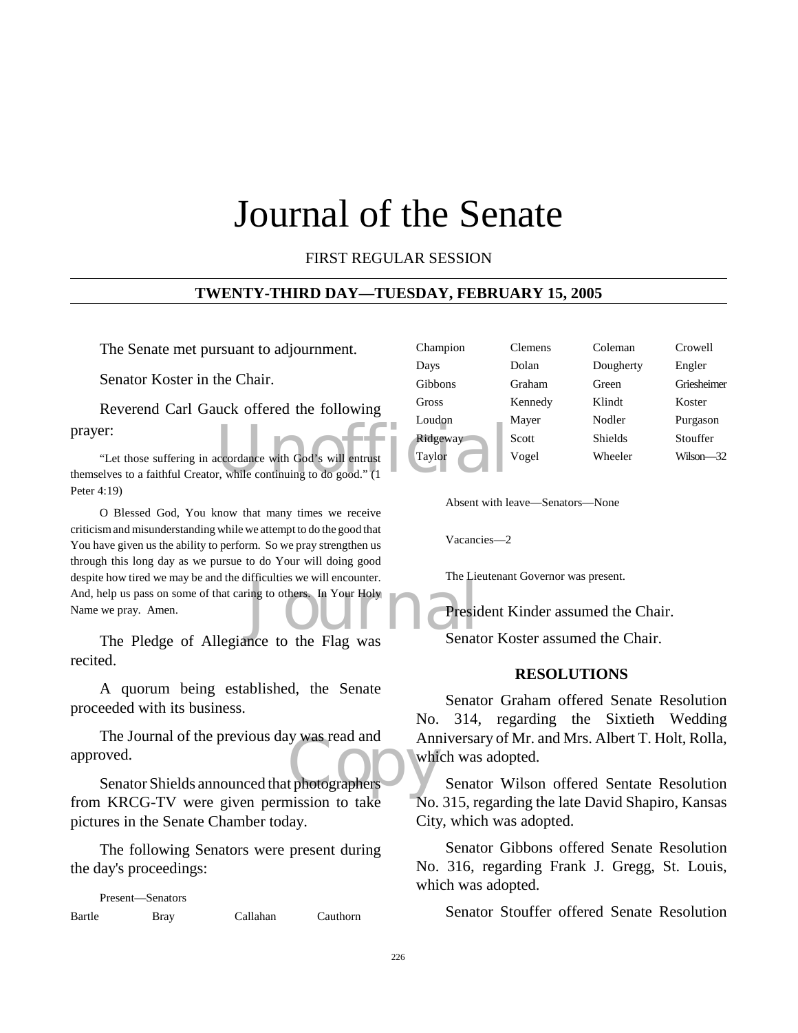# Journal of the Senate

FIRST REGULAR SESSION

**TWENTY-THIRD DAY—TUESDAY, FEBRUARY 15, 2005**

The Senate met pursuant to adjournment.

Senator Koster in the Chair.

Reverend Carl Gauck offered the following prayer:

"Let those suffering in accordance with God's will entrust themselves to a faithful Creator, while continuing to do good." (1 Peter 4:19)

O Blessed God, You know that many times we receive criticism and misunderstanding while we attempt to do the good that You have given us the ability to perform. So we pray strengthen us through this long day as we pursue to do Your will doing good despite how tired we may be and the difficulties we will encounter. And, help us pass on some of that caring to others. In Your Holy Name we pray. Amen.

The Pledge of Allegiance to the Flag was recited.

A quorum being established, the Senate proceeded with its business.

The Journal of the previous day was read and approved.

Senator Shields announced that photographers from KRCG-TV were given permission to take pictures in the Senate Chamber today.

The following Senators were present during the day's proceedings:

Present—Senators

| | | | |
|---|---|---|---|
| Bartle | Bray | Callahan | Cauthorn |
| Champion | Clemens | Coleman | Crowell |
| Days | Dolan | Dougherty | Engler |
| Gibbons | Graham | Green | Griesheimer |
| Gross | Kennedy | Klindt | Koster |
| Loudon | Mayer | Nodler | Purgason |
| Ridgeway | Scott | Shields | Stouffer |
| Taylor | Vogel | Wheeler | Wilson—32 |

Absent with leave—Senators—None

Vacancies—2

The Lieutenant Governor was present.

President Kinder assumed the Chair.

Senator Koster assumed the Chair.

## RESOLUTIONS

Senator Graham offered Senate Resolution No. 314, regarding the Sixtieth Wedding Anniversary of Mr. and Mrs. Albert T. Holt, Rolla, which was adopted.

Senator Wilson offered Sentate Resolution No. 315, regarding the late David Shapiro, Kansas City, which was adopted.

Senator Gibbons offered Senate Resolution No. 316, regarding Frank J. Gregg, St. Louis, which was adopted.

Senator Stouffer offered Senate Resolution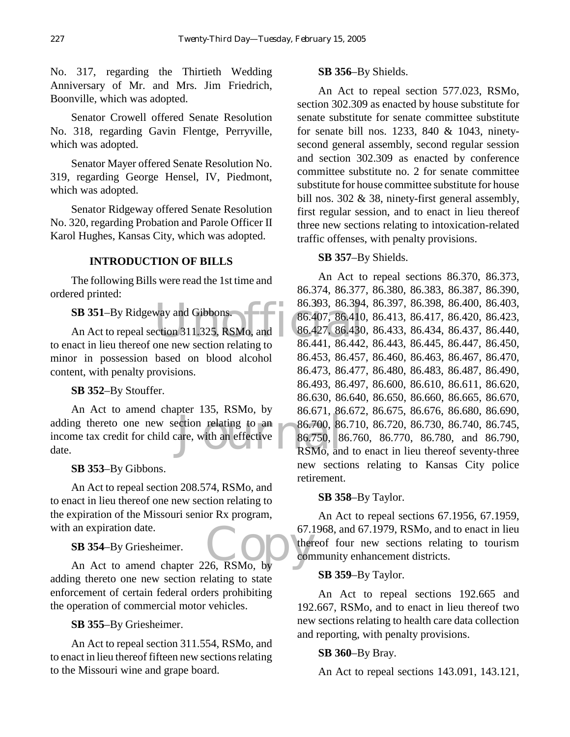No. 317, regarding the Thirtieth Wedding Anniversary of Mr. and Mrs. Jim Friedrich, Boonville, which was adopted.

Senator Crowell offered Senate Resolution No. 318, regarding Gavin Flentge, Perryville, which was adopted.

Senator Mayer offered Senate Resolution No. 319, regarding George Hensel, IV, Piedmont, which was adopted.

Senator Ridgeway offered Senate Resolution No. 320, regarding Probation and Parole Officer II Karol Hughes, Kansas City, which was adopted.

## INTRODUCTION OF BILLS

The following Bills were read the 1st time and ordered printed:

**SB 351**–By Ridgeway and Gibbons.

An Act to repeal section 311.325, RSMo, and to enact in lieu thereof one new section relating to minor in possession based on blood alcohol content, with penalty provisions.

**SB 352**–By Stouffer.

An Act to amend chapter 135, RSMo, by adding thereto one new section relating to an income tax credit for child care, with an effective date.

**SB 353**–By Gibbons.

An Act to repeal section 208.574, RSMo, and to enact in lieu thereof one new section relating to the expiration of the Missouri senior Rx program, with an expiration date.

**SB 354**–By Griesheimer.

An Act to amend chapter 226, RSMo, by adding thereto one new section relating to state enforcement of certain federal orders prohibiting the operation of commercial motor vehicles.

**SB 355**–By Griesheimer.

An Act to repeal section 311.554, RSMo, and to enact in lieu thereof fifteen new sections relating to the Missouri wine and grape board.

**SB 356**–By Shields.

An Act to repeal section 577.023, RSMo, section 302.309 as enacted by house substitute for senate substitute for senate committee substitute for senate bill nos. 1233, 840 & 1043, ninety-second general assembly, second regular session and section 302.309 as enacted by conference committee substitute no. 2 for senate committee substitute for house committee substitute for house bill nos. 302 & 38, ninety-first general assembly, first regular session, and to enact in lieu thereof three new sections relating to intoxication-related traffic offenses, with penalty provisions.

**SB 357**–By Shields.

An Act to repeal sections 86.370, 86.373, 86.374, 86.377, 86.380, 86.383, 86.387, 86.390, 86.393, 86.394, 86.397, 86.398, 86.400, 86.403, 86.407, 86.410, 86.413, 86.417, 86.420, 86.423, 86.427, 86.430, 86.433, 86.434, 86.437, 86.440, 86.441, 86.442, 86.443, 86.445, 86.447, 86.450, 86.453, 86.457, 86.460, 86.463, 86.467, 86.470, 86.473, 86.477, 86.480, 86.483, 86.487, 86.490, 86.493, 86.497, 86.600, 86.610, 86.611, 86.620, 86.630, 86.640, 86.650, 86.660, 86.665, 86.670, 86.671, 86.672, 86.675, 86.676, 86.680, 86.690, 86.700, 86.710, 86.720, 86.730, 86.740, 86.745, 86.750, 86.760, 86.770, 86.780, and 86.790, RSMo, and to enact in lieu thereof seventy-three new sections relating to Kansas City police retirement.

**SB 358**–By Taylor.

An Act to repeal sections 67.1956, 67.1959, 67.1968, and 67.1979, RSMo, and to enact in lieu thereof four new sections relating to tourism community enhancement districts.

**SB 359**–By Taylor.

An Act to repeal sections 192.665 and 192.667, RSMo, and to enact in lieu thereof two new sections relating to health care data collection and reporting, with penalty provisions.

**SB 360**–By Bray.

An Act to repeal sections 143.091, 143.121,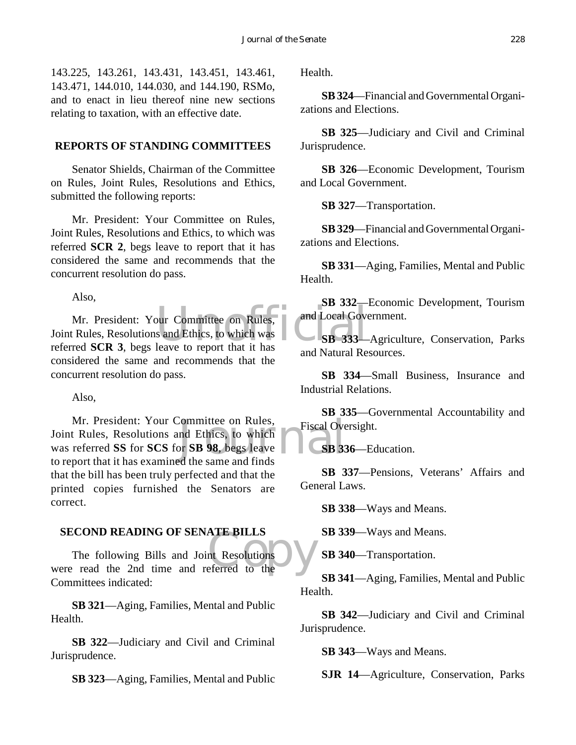143.225, 143.261, 143.431, 143.451, 143.461, 143.471, 144.010, 144.030, and 144.190, RSMo, and to enact in lieu thereof nine new sections relating to taxation, with an effective date.

## REPORTS OF STANDING COMMITTEES

Senator Shields, Chairman of the Committee on Rules, Joint Rules, Resolutions and Ethics, submitted the following reports:

Mr. President: Your Committee on Rules, Joint Rules, Resolutions and Ethics, to which was referred **SCR 2**, begs leave to report that it has considered the same and recommends that the concurrent resolution do pass.

Also,

Mr. President: Your Committee on Rules, Joint Rules, Resolutions and Ethics, to which was referred **SCR 3**, begs leave to report that it has considered the same and recommends that the concurrent resolution do pass.

Also,

Mr. President: Your Committee on Rules, Joint Rules, Resolutions and Ethics, to which was referred **SS** for **SCS** for **SB 98**, begs leave to report that it has examined the same and finds that the bill has been truly perfected and that the printed copies furnished the Senators are correct.

## SECOND READING OF SENATE BILLS

The following Bills and Joint Resolutions were read the 2nd time and referred to the Committees indicated:

**SB 321**—Aging, Families, Mental and Public Health.

**SB 322**—Judiciary and Civil and Criminal Jurisprudence.

**SB 323**—Aging, Families, Mental and Public Health.

**SB 324**—Financial and Governmental Organizations and Elections.

**SB 325**—Judiciary and Civil and Criminal Jurisprudence.

**SB 326**—Economic Development, Tourism and Local Government.

**SB 327**—Transportation.

**SB 329**—Financial and Governmental Organizations and Elections.

**SB 331**—Aging, Families, Mental and Public Health.

**SB 332**—Economic Development, Tourism and Local Government.

**SB 333**—Agriculture, Conservation, Parks and Natural Resources.

**SB 334**—Small Business, Insurance and Industrial Relations.

**SB 335**—Governmental Accountability and Fiscal Oversight.

**SB 336**—Education.

**SB 337**—Pensions, Veterans' Affairs and General Laws.

**SB 338**—Ways and Means.

**SB 339**—Ways and Means.

**SB 340**—Transportation.

**SB 341**—Aging, Families, Mental and Public Health.

**SB 342**—Judiciary and Civil and Criminal Jurisprudence.

**SB 343**—Ways and Means.

**SJR 14**—Agriculture, Conservation, Parks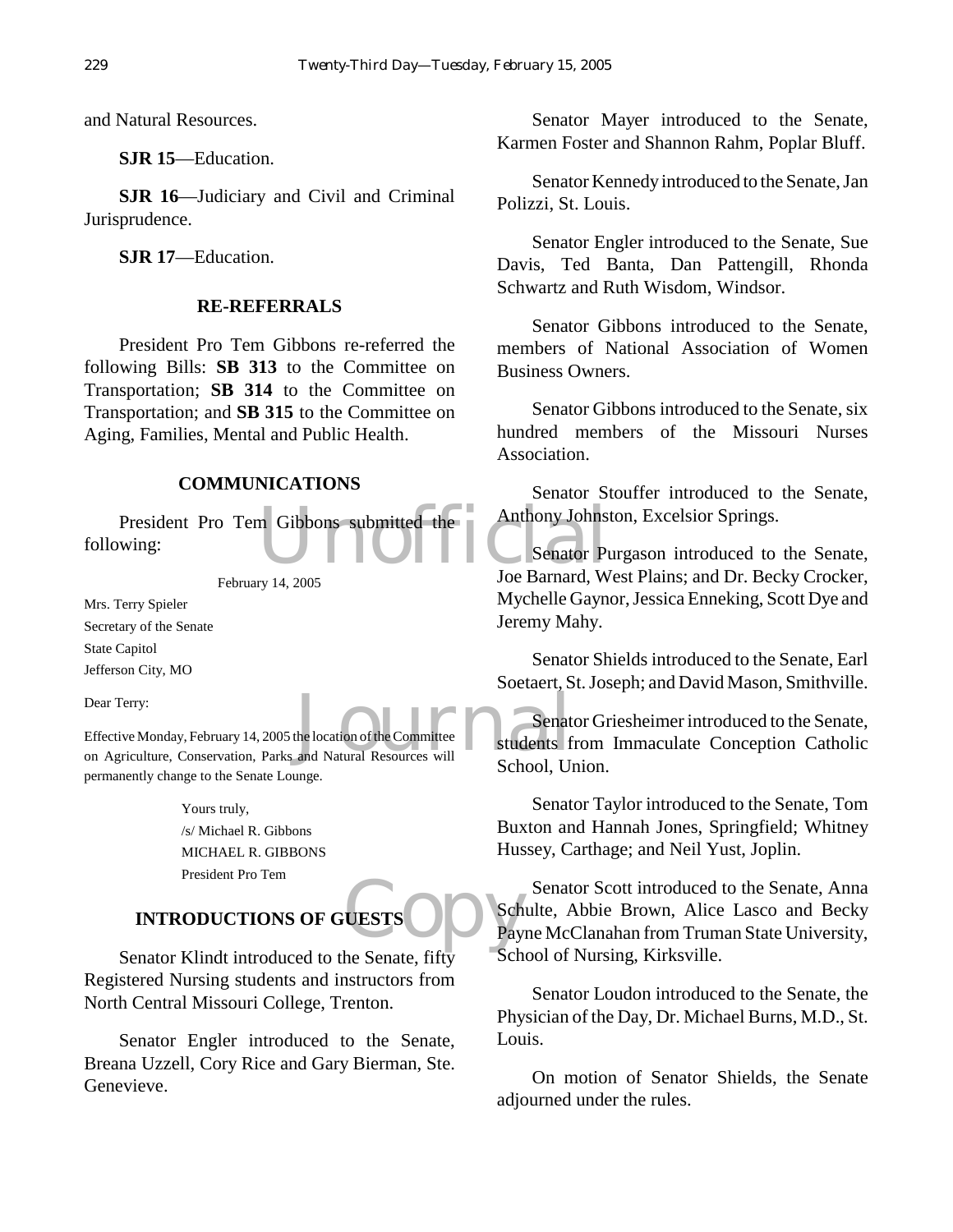and Natural Resources.

**SJR 15**—Education.

**SJR 16**—Judiciary and Civil and Criminal Jurisprudence.

**SJR 17**—Education.

## RE-REFERRALS

President Pro Tem Gibbons re-referred the following Bills: **SB 313** to the Committee on Transportation; **SB 314** to the Committee on Transportation; and **SB 315** to the Committee on Aging, Families, Mental and Public Health.

## COMMUNICATIONS

President Pro Tem Gibbons submitted the following:

February 14, 2005

Mrs. Terry Spieler
Secretary of the Senate
State Capitol
Jefferson City, MO

Dear Terry:

Effective Monday, February 14, 2005 the location of the Committee on Agriculture, Conservation, Parks and Natural Resources will permanently change to the Senate Lounge.

Yours truly,
/s/ Michael R. Gibbons
MICHAEL R. GIBBONS
President Pro Tem

## INTRODUCTIONS OF GUESTS

Senator Klindt introduced to the Senate, fifty Registered Nursing students and instructors from North Central Missouri College, Trenton.

Senator Engler introduced to the Senate, Breana Uzzell, Cory Rice and Gary Bierman, Ste. Genevieve.

Senator Mayer introduced to the Senate, Karmen Foster and Shannon Rahm, Poplar Bluff.

Senator Kennedy introduced to the Senate, Jan Polizzi, St. Louis.

Senator Engler introduced to the Senate, Sue Davis, Ted Banta, Dan Pattengill, Rhonda Schwartz and Ruth Wisdom, Windsor.

Senator Gibbons introduced to the Senate, members of National Association of Women Business Owners.

Senator Gibbons introduced to the Senate, six hundred members of the Missouri Nurses Association.

Senator Stouffer introduced to the Senate, Anthony Johnston, Excelsior Springs.

Senator Purgason introduced to the Senate, Joe Barnard, West Plains; and Dr. Becky Crocker, Mychelle Gaynor, Jessica Enneking, Scott Dye and Jeremy Mahy.

Senator Shields introduced to the Senate, Earl Soetaert, St. Joseph; and David Mason, Smithville.

Senator Griesheimer introduced to the Senate, students from Immaculate Conception Catholic School, Union.

Senator Taylor introduced to the Senate, Tom Buxton and Hannah Jones, Springfield; Whitney Hussey, Carthage; and Neil Yust, Joplin.

Senator Scott introduced to the Senate, Anna Schulte, Abbie Brown, Alice Lasco and Becky Payne McClanahan from Truman State University, School of Nursing, Kirksville.

Senator Loudon introduced to the Senate, the Physician of the Day, Dr. Michael Burns, M.D., St. Louis.

On motion of Senator Shields, the Senate adjourned under the rules.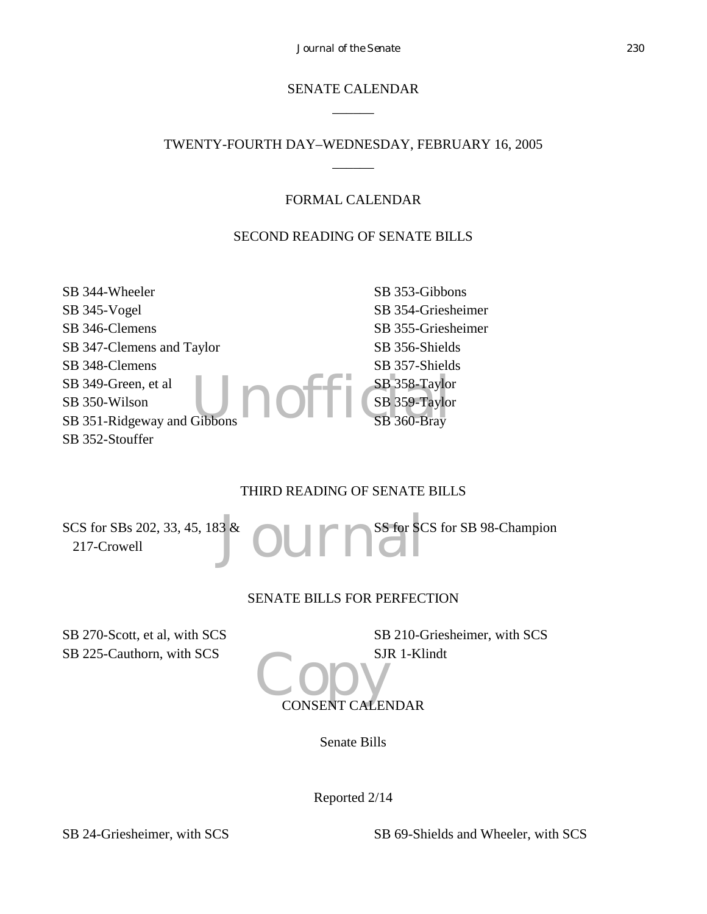# SENATE CALENDAR

______

## TWENTY-FOURTH DAY–WEDNESDAY, FEBRUARY 16, 2005

______

### FORMAL CALENDAR

### SECOND READING OF SENATE BILLS

SB 344-Wheeler
SB 345-Vogel
SB 346-Clemens
SB 347-Clemens and Taylor
SB 348-Clemens
SB 349-Green, et al
SB 350-Wilson
SB 351-Ridgeway and Gibbons
SB 352-Stouffer
SB 353-Gibbons
SB 354-Griesheimer
SB 355-Griesheimer
SB 356-Shields
SB 357-Shields
SB 358-Taylor
SB 359-Taylor
SB 360-Bray

### THIRD READING OF SENATE BILLS

SCS for SBs 202, 33, 45, 183 & 217-Crowell
SS for SCS for SB 98-Champion

### SENATE BILLS FOR PERFECTION

SB 270-Scott, et al, with SCS
SB 225-Cauthorn, with SCS
SB 210-Griesheimer, with SCS
SJR 1-Klindt

### CONSENT CALENDAR

Senate Bills

Reported 2/14

SB 24-Griesheimer, with SCS
SB 69-Shields and Wheeler, with SCS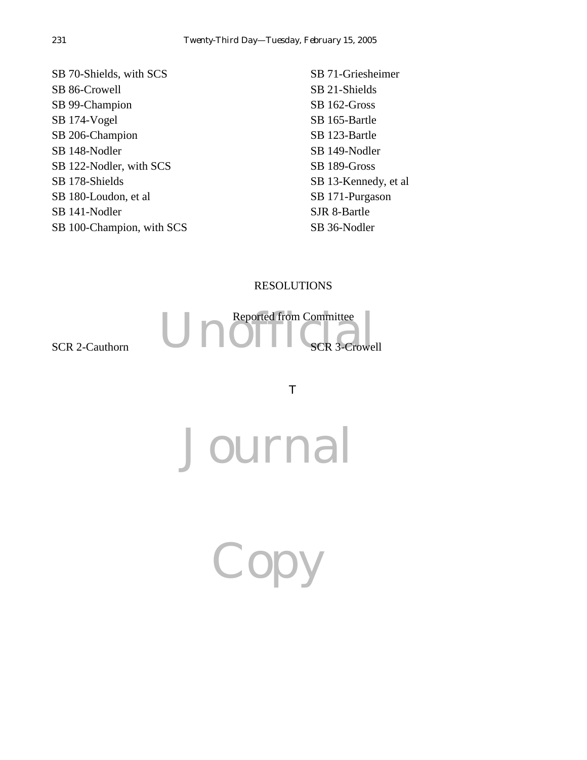SB 70-Shields, with SCS
SB 86-Crowell
SB 99-Champion
SB 174-Vogel
SB 206-Champion
SB 148-Nodler
SB 122-Nodler, with SCS
SB 178-Shields
SB 180-Loudon, et al
SB 141-Nodler
SB 100-Champion, with SCS
SB 71-Griesheimer
SB 21-Shields
SB 162-Gross
SB 165-Bartle
SB 123-Bartle
SB 149-Nodler
SB 189-Gross
SB 13-Kennedy, et al
SB 171-Purgason
SJR 8-Bartle
SB 36-Nodler

RESOLUTIONS

Reported from Committee

SCR 2-Cauthorn
SCR 3-Crowell

T

Unofficial Journal Copy